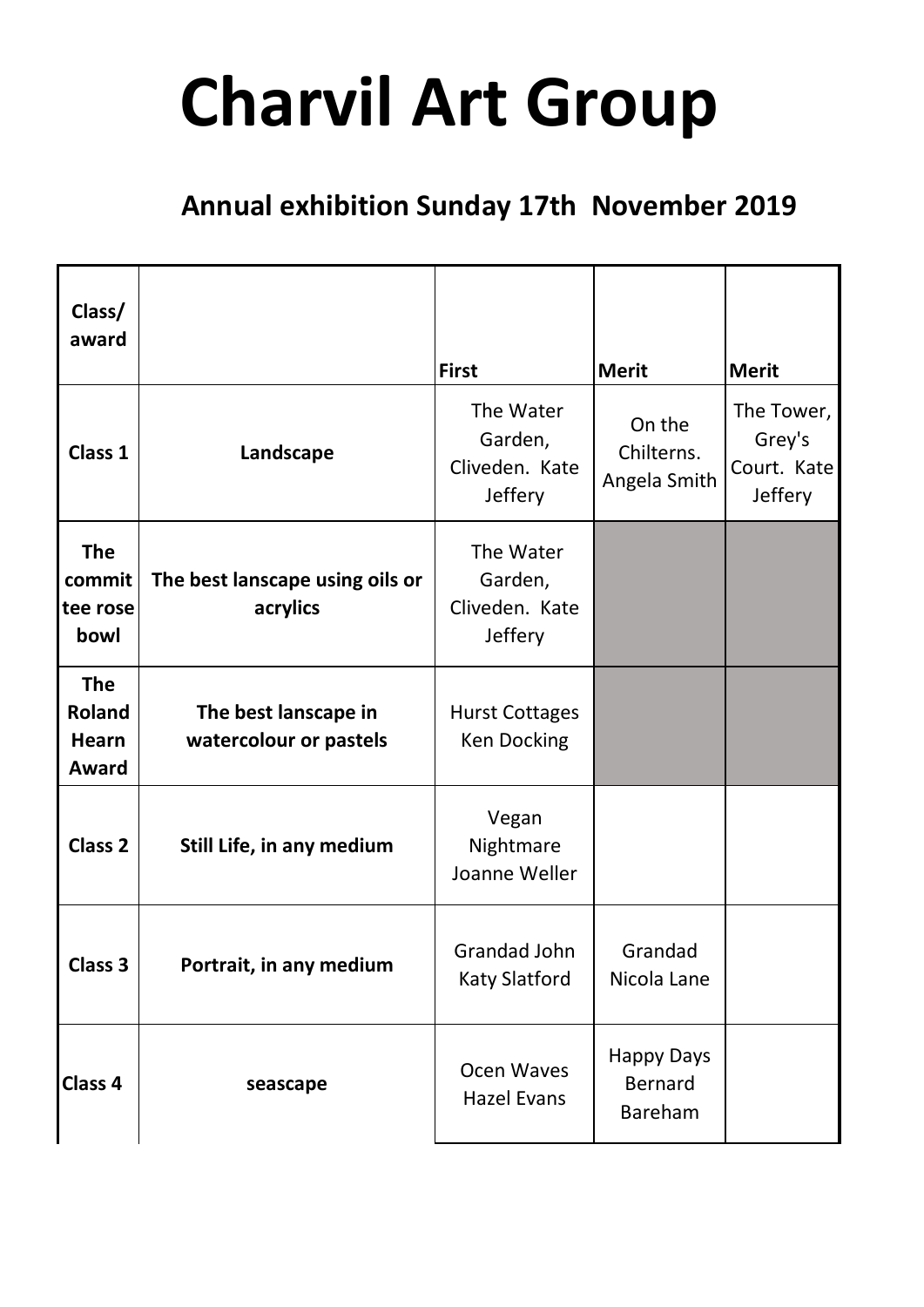# Charvil Art Group

## Annual exhibition Sunday 17th November 2019

| Class/ award | | First | Merit | Merit |
|---|---|---|---|---|
| **Class 1** | **Landscape** | The Water Garden, Cliveden. Kate Jeffery | On the Chilterns. Angela Smith | The Tower, Grey's Court. Kate Jeffery |
| **The committee rose bowl** | **The best lanscape using oils or acrylics** | The Water Garden, Cliveden. Kate Jeffery | | |
| **The Roland Hearn Award** | **The best lanscape in watercolour or pastels** | Hurst Cottages Ken Docking | | |
| **Class 2** | **Still Life, in any medium** | Vegan Nightmare Joanne Weller | | |
| **Class 3** | **Portrait, in any medium** | Grandad John Katy Slatford | Grandad Nicola Lane | |
| **Class 4** | **seascape** | Ocen Waves Hazel Evans | Happy Days Bernard Bareham | |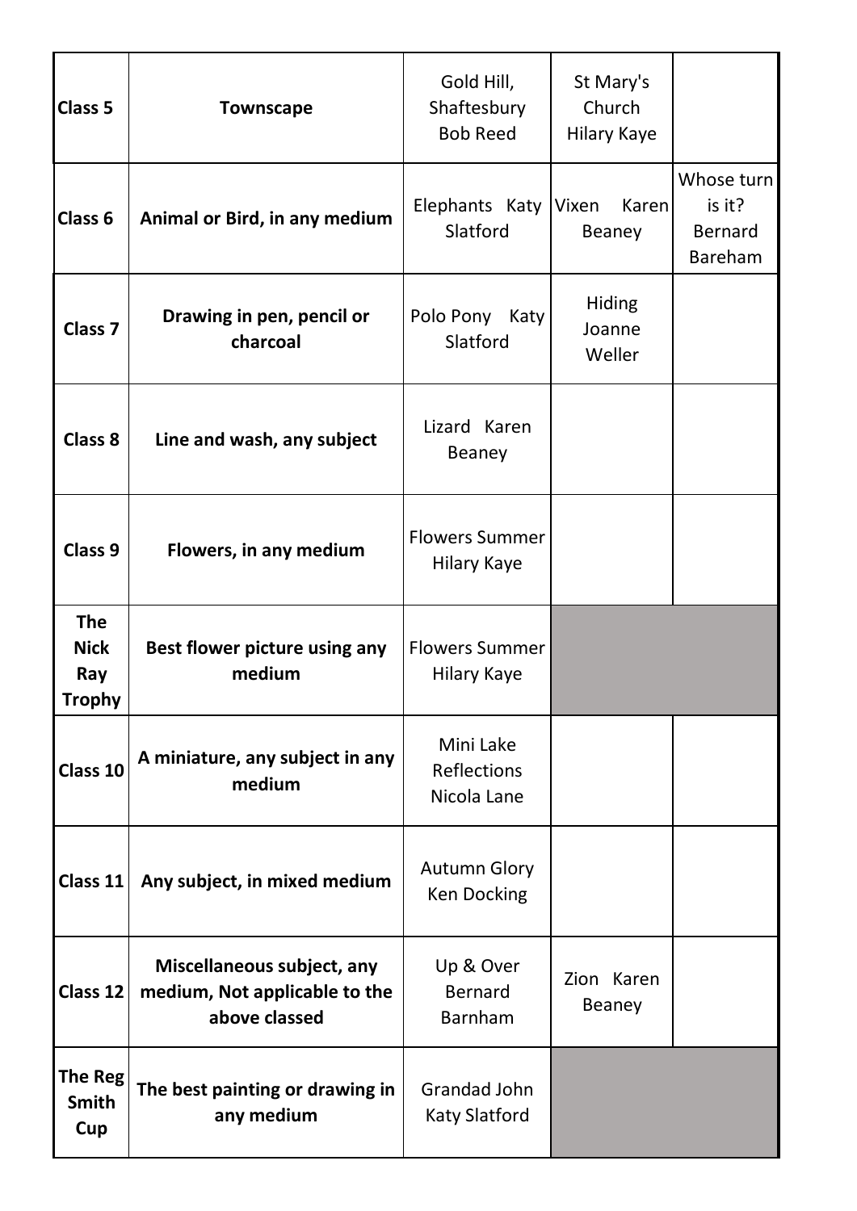| Class 5 | **Townscape** | Gold Hill, Shaftesbury Bob Reed | St Mary's Church Hilary Kaye | |
|---|---|---|---|---|
| **Class 6** | **Animal or Bird, in any medium** | Elephants Katy Slatford | Vixen Karen Beaney | Whose turn is it? Bernard Bareham |
| **Class 7** | **Drawing in pen, pencil or charcoal** | Polo Pony Katy Slatford | Hiding Joanne Weller | |
| **Class 8** | **Line and wash, any subject** | Lizard Karen Beaney | | |
| **Class 9** | **Flowers, in any medium** | Flowers Summer Hilary Kaye | | |
| **The Nick Ray Trophy** | **Best flower picture using any medium** | Flowers Summer Hilary Kaye | | |
| **Class 10** | **A miniature, any subject in any medium** | Mini Lake Reflections Nicola Lane | | |
| **Class 11** | **Any subject, in mixed medium** | Autumn Glory Ken Docking | | |
| **Class 12** | **Miscellaneous subject, any medium, Not applicable to the above classed** | Up & Over Bernard Barnham | Zion Karen Beaney | |
| **The Reg Smith Cup** | **The best painting or drawing in any medium** | Grandad John Katy Slatford | | |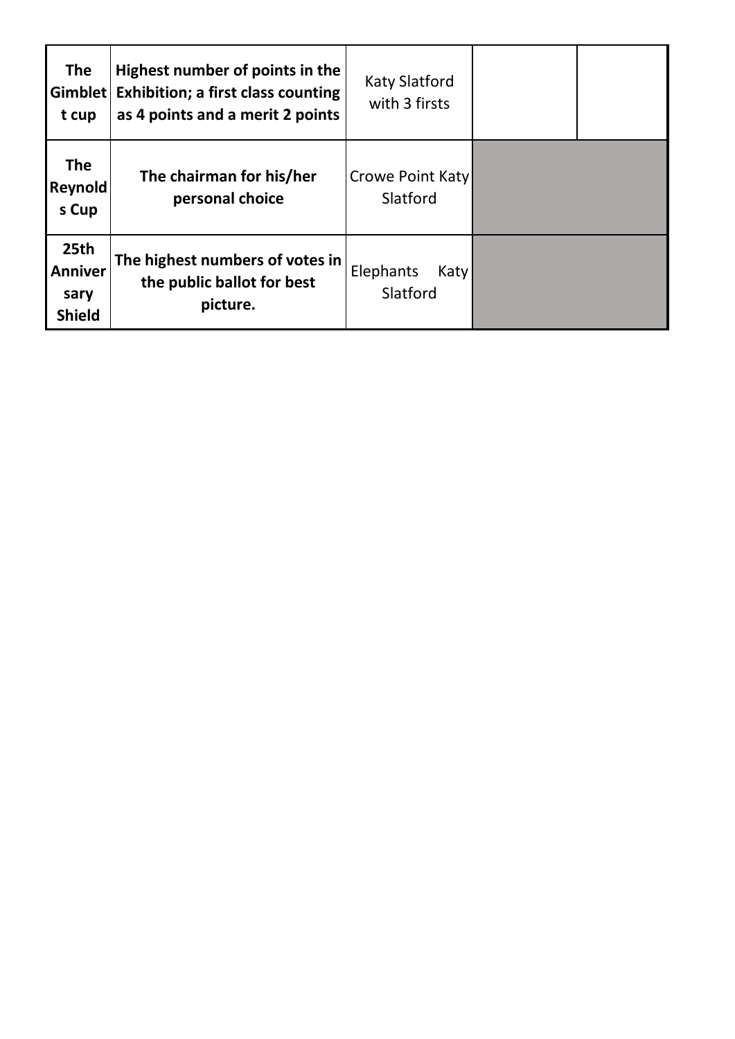| | | | | |
|---|---|---|---|---|
| **The Gimblett cup** | **Highest number of points in the Exhibition; a first class counting as 4 points and a merit 2 points** | Katy Slatford with 3 firsts | | |
| **The Reynolds Cup** | **The chairman for his/her personal choice** | Crowe Point Katy Slatford | | |
| **25th Anniversary Shield** | **The highest numbers of votes in the public ballot for best picture.** | Elephants Katy Slatford | | |